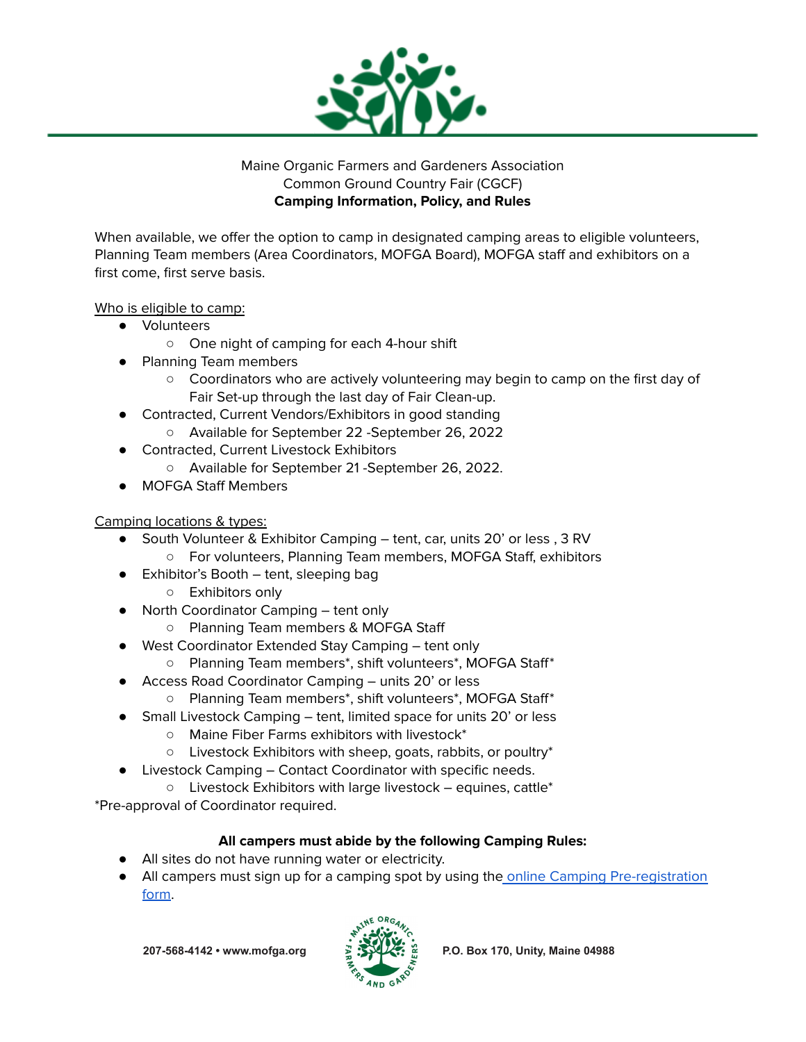Maine Organic Farmers and Gardeners Association
Common Ground Country Fair (CGCF)
**Camping Information, Policy, and Rules**

When available, we offer the option to camp in designated camping areas to eligible volunteers, Planning Team members (Area Coordinators, MOFGA Board), MOFGA staff and exhibitors on a first come, first serve basis.

Who is eligible to camp:

- Volunteers
  - One night of camping for each 4-hour shift
- Planning Team members
  - Coordinators who are actively volunteering may begin to camp on the first day of Fair Set-up through the last day of Fair Clean-up.
- Contracted, Current Vendors/Exhibitors in good standing
  - Available for September 22 -September 26, 2022
- Contracted, Current Livestock Exhibitors
  - Available for September 21 -September 26, 2022.
- MOFGA Staff Members

Camping locations & types:

- South Volunteer & Exhibitor Camping – tent, car, units 20' or less , 3 RV
  - For volunteers, Planning Team members, MOFGA Staff, exhibitors
- Exhibitor's Booth – tent, sleeping bag
  - Exhibitors only
- North Coordinator Camping – tent only
  - Planning Team members & MOFGA Staff
- West Coordinator Extended Stay Camping – tent only
  - Planning Team members*, shift volunteers*, MOFGA Staff*
- Access Road Coordinator Camping – units 20' or less
  - Planning Team members*, shift volunteers*, MOFGA Staff*
- Small Livestock Camping – tent, limited space for units 20' or less
  - Maine Fiber Farms exhibitors with livestock*
  - Livestock Exhibitors with sheep, goats, rabbits, or poultry*
- Livestock Camping – Contact Coordinator with specific needs.
  - Livestock Exhibitors with large livestock – equines, cattle*

*Pre-approval of Coordinator required.

**All campers must abide by the following Camping Rules:**

- All sites do not have running water or electricity.
- All campers must sign up for a camping spot by using the online Camping Pre-registration form.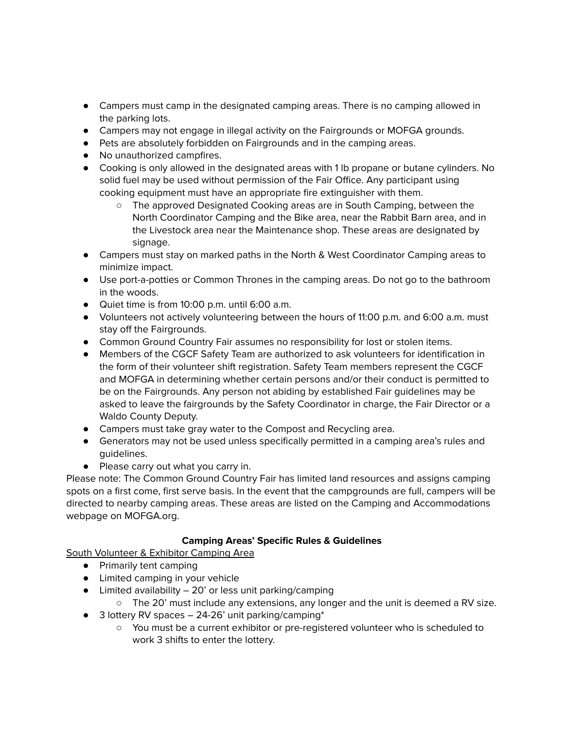- Campers must camp in the designated camping areas. There is no camping allowed in the parking lots.
- Campers may not engage in illegal activity on the Fairgrounds or MOFGA grounds.
- Pets are absolutely forbidden on Fairgrounds and in the camping areas.
- No unauthorized campfires.
- Cooking is only allowed in the designated areas with 1 lb propane or butane cylinders. No solid fuel may be used without permission of the Fair Office. Any participant using cooking equipment must have an appropriate fire extinguisher with them.
    - The approved Designated Cooking areas are in South Camping, between the North Coordinator Camping and the Bike area, near the Rabbit Barn area, and in the Livestock area near the Maintenance shop. These areas are designated by signage.
- Campers must stay on marked paths in the North & West Coordinator Camping areas to minimize impact.
- Use port-a-potties or Common Thrones in the camping areas. Do not go to the bathroom in the woods.
- Quiet time is from 10:00 p.m. until 6:00 a.m.
- Volunteers not actively volunteering between the hours of 11:00 p.m. and 6:00 a.m. must stay off the Fairgrounds.
- Common Ground Country Fair assumes no responsibility for lost or stolen items.
- Members of the CGCF Safety Team are authorized to ask volunteers for identification in the form of their volunteer shift registration. Safety Team members represent the CGCF and MOFGA in determining whether certain persons and/or their conduct is permitted to be on the Fairgrounds. Any person not abiding by established Fair guidelines may be asked to leave the fairgrounds by the Safety Coordinator in charge, the Fair Director or a Waldo County Deputy.
- Campers must take gray water to the Compost and Recycling area.
- Generators may not be used unless specifically permitted in a camping area's rules and guidelines.
- Please carry out what you carry in.

Please note: The Common Ground Country Fair has limited land resources and assigns camping spots on a first come, first serve basis. In the event that the campgrounds are full, campers will be directed to nearby camping areas. These areas are listed on the Camping and Accommodations webpage on MOFGA.org.

### Camping Areas' Specific Rules & Guidelines

<u>South Volunteer & Exhibitor Camping Area</u>

- Primarily tent camping
- Limited camping in your vehicle
- Limited availability – 20' or less unit parking/camping
    - The 20' must include any extensions, any longer and the unit is deemed a RV size.
- 3 lottery RV spaces – 24-26' unit parking/camping*
    - You must be a current exhibitor or pre-registered volunteer who is scheduled to work 3 shifts to enter the lottery.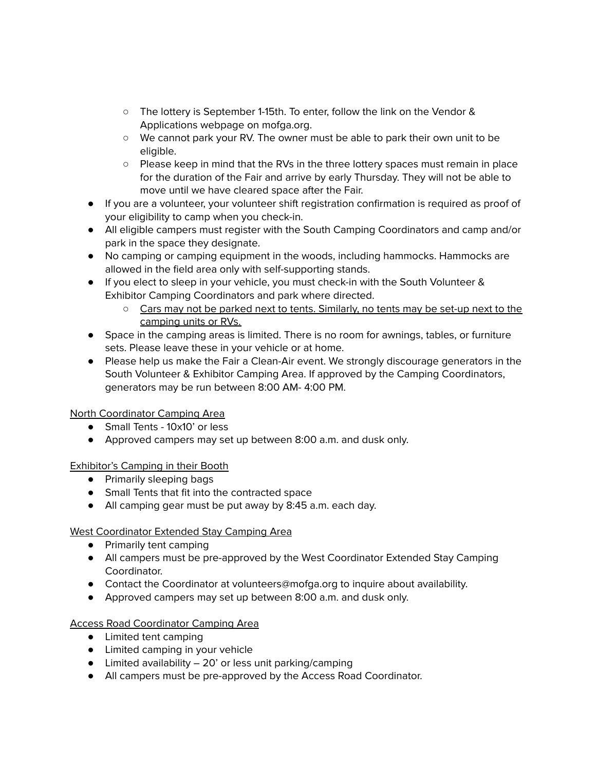- The lottery is September 1-15th. To enter, follow the link on the Vendor & Applications webpage on mofga.org.
    - We cannot park your RV. The owner must be able to park their own unit to be eligible.
    - Please keep in mind that the RVs in the three lottery spaces must remain in place for the duration of the Fair and arrive by early Thursday. They will not be able to move until we have cleared space after the Fair.
- If you are a volunteer, your volunteer shift registration confirmation is required as proof of your eligibility to camp when you check-in.
- All eligible campers must register with the South Camping Coordinators and camp and/or park in the space they designate.
- No camping or camping equipment in the woods, including hammocks. Hammocks are allowed in the field area only with self-supporting stands.
- If you elect to sleep in your vehicle, you must check-in with the South Volunteer & Exhibitor Camping Coordinators and park where directed.
    - <u>Cars may not be parked next to tents. Similarly, no tents may be set-up next to the camping units or RVs.</u>
- Space in the camping areas is limited. There is no room for awnings, tables, or furniture sets. Please leave these in your vehicle or at home.
- Please help us make the Fair a Clean-Air event. We strongly discourage generators in the South Volunteer & Exhibitor Camping Area. If approved by the Camping Coordinators, generators may be run between 8:00 AM- 4:00 PM.

<u>North Coordinator Camping Area</u>

- Small Tents - 10x10' or less
- Approved campers may set up between 8:00 a.m. and dusk only.

<u>Exhibitor's Camping in their Booth</u>

- Primarily sleeping bags
- Small Tents that fit into the contracted space
- All camping gear must be put away by 8:45 a.m. each day.

<u>West Coordinator Extended Stay Camping Area</u>

- Primarily tent camping
- All campers must be pre-approved by the West Coordinator Extended Stay Camping Coordinator.
- Contact the Coordinator at volunteers@mofga.org to inquire about availability.
- Approved campers may set up between 8:00 a.m. and dusk only.

<u>Access Road Coordinator Camping Area</u>

- Limited tent camping
- Limited camping in your vehicle
- Limited availability – 20' or less unit parking/camping
- All campers must be pre-approved by the Access Road Coordinator.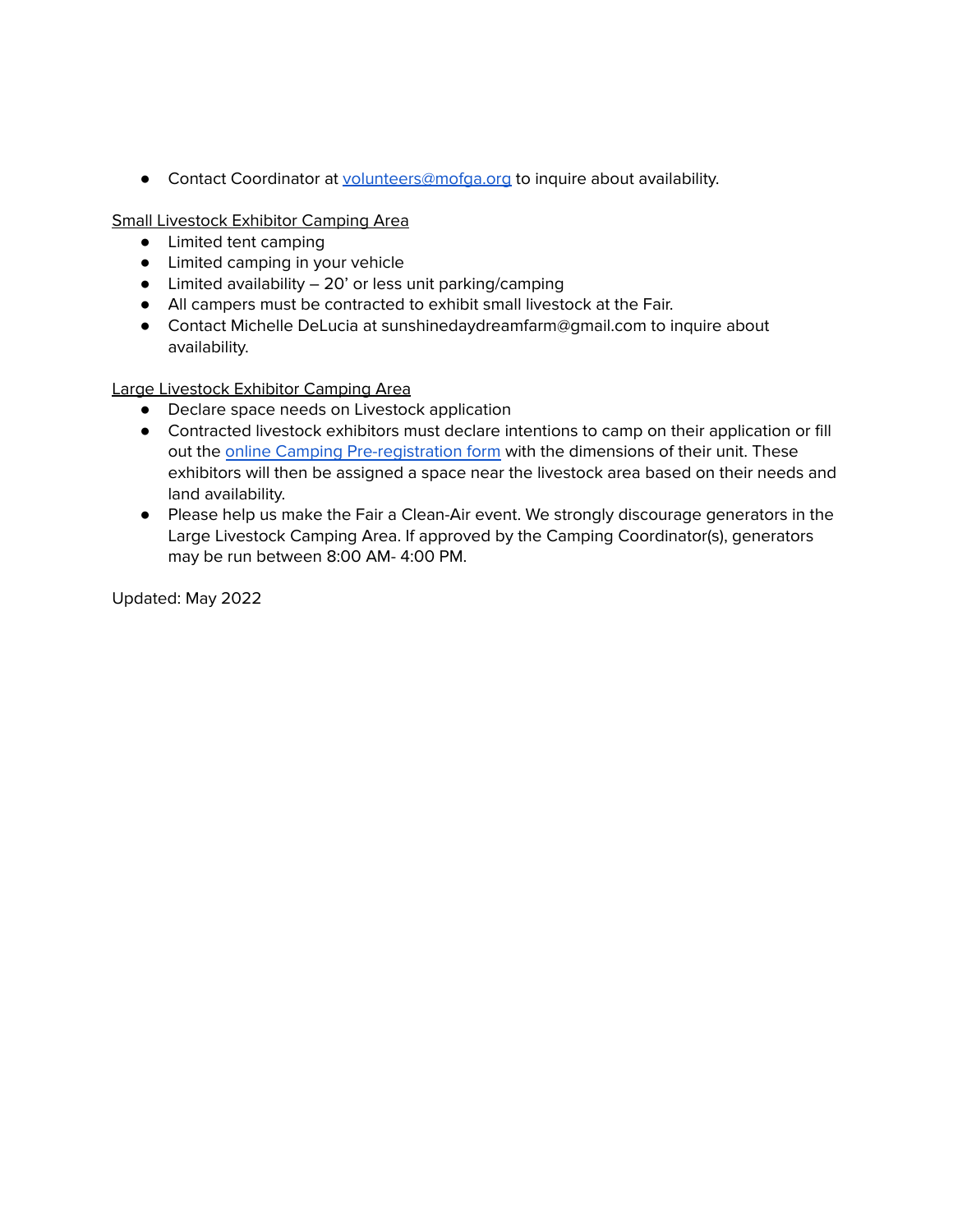- Contact Coordinator at [volunteers@mofga.org](mailto:volunteers@mofga.org) to inquire about availability.

Small Livestock Exhibitor Camping Area

- Limited tent camping
- Limited camping in your vehicle
- Limited availability – 20' or less unit parking/camping
- All campers must be contracted to exhibit small livestock at the Fair.
- Contact Michelle DeLucia at sunshinedaydreamfarm@gmail.com to inquire about availability.

Large Livestock Exhibitor Camping Area

- Declare space needs on Livestock application
- Contracted livestock exhibitors must declare intentions to camp on their application or fill out the online Camping Pre-registration form with the dimensions of their unit. These exhibitors will then be assigned a space near the livestock area based on their needs and land availability.
- Please help us make the Fair a Clean-Air event. We strongly discourage generators in the Large Livestock Camping Area. If approved by the Camping Coordinator(s), generators may be run between 8:00 AM- 4:00 PM.

Updated: May 2022